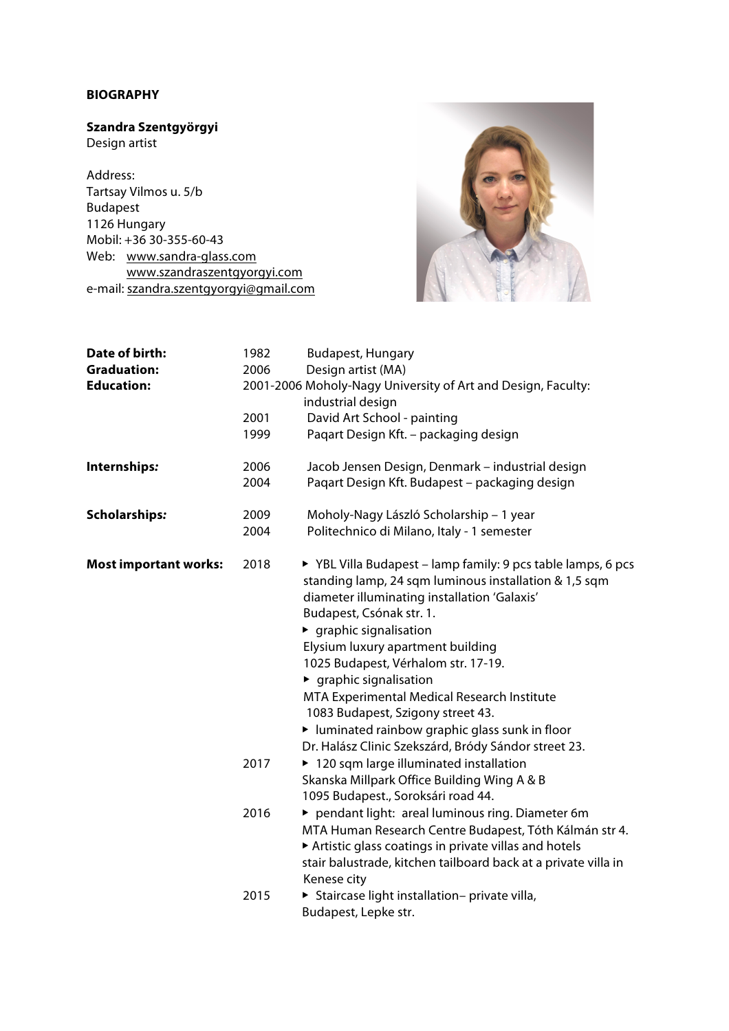**BIOGRAPHY**

**Szandra Szentgyörgyi**
Design artist

Address:
Tartsay Vilmos u. 5/b
Budapest
1126 Hungary
Mobil: +36 30-355-60-43
Web: www.sandra-glass.com
www.szandraszentgyorgyi.com
e-mail: szandra.szentgyorgyi@gmail.com

| | | |
|---|---|---|
| **Date of birth:** | 1982 | Budapest, Hungary |
| **Graduation:** | 2006 | Design artist (MA) |
| **Education:** | 2001-2006 | Moholy-Nagy University of Art and Design, Faculty: industrial design |
| | 2001 | David Art School - painting |
| | 1999 | Paqart Design Kft. – packaging design |
| **Internships:** | 2006 | Jacob Jensen Design, Denmark – industrial design |
| | 2004 | Paqart Design Kft. Budapest – packaging design |
| **Scholarships:** | 2009 | Moholy-Nagy László Scholarship – 1 year |
| | 2004 | Politechnico di Milano, Italy - 1 semester |

**Most important works:**

2018

- YBL Villa Budapest – lamp family: 9 pcs table lamps, 6 pcs standing lamp, 24 sqm luminous installation & 1,5 sqm diameter illuminating installation 'Galaxis'
  Budapest, Csónak str. 1.
- graphic signalisation
  Elysium luxury apartment building
  1025 Budapest, Vérhalom str. 17-19.
- graphic signalisation
  MTA Experimental Medical Research Institute
  1083 Budapest, Szigony street 43.
- luminated rainbow graphic glass sunk in floor
  Dr. Halász Clinic Szekszárd, Bródy Sándor street 23.

2017

- 120 sqm large illuminated installation
  Skanska Millpark Office Building Wing A & B
  1095 Budapest., Soroksári road 44.

2016

- pendant light: areal luminous ring. Diameter 6m
  MTA Human Research Centre Budapest, Tóth Kálmán str 4.
- Artistic glass coatings in private villas and hotels
  stair balustrade, kitchen tailboard back at a private villa in Kenese city

2015

- Staircase light installation– private villa,
  Budapest, Lepke str.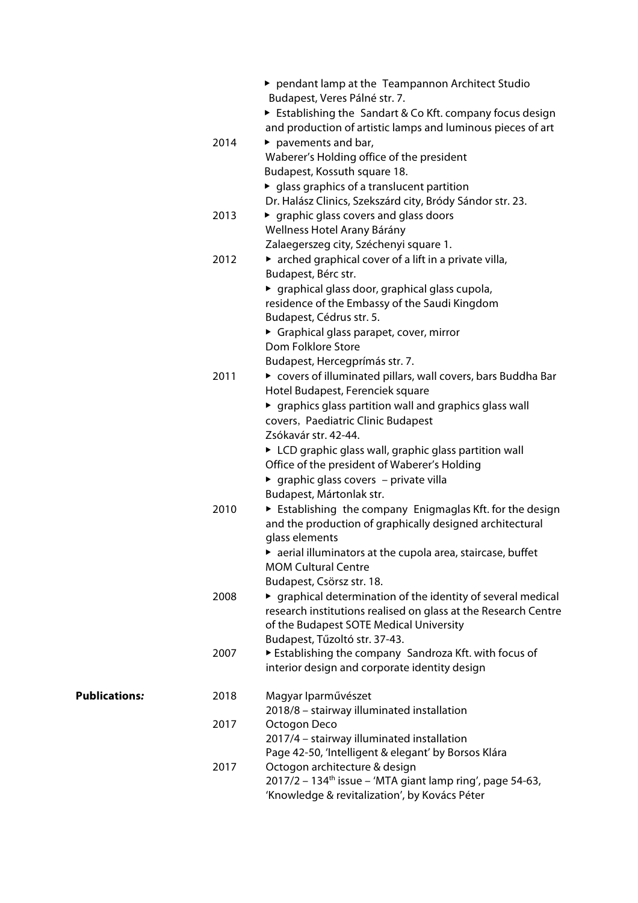- ▸ pendant lamp at the Teampannon Architect Studio Budapest, Veres Pálné str. 7.
- ▸ Establishing the Sandart & Co Kft. company focus design and production of artistic lamps and luminous pieces of art

**2014**

- ▸ pavements and bar, Waberer's Holding office of the president Budapest, Kossuth square 18.
- ▸ glass graphics of a translucent partition Dr. Halász Clinics, Szekszárd city, Bródy Sándor str. 23.

**2013**

- ▸ graphic glass covers and glass doors Wellness Hotel Arany Bárány Zalaegerszeg city, Széchenyi square 1.

**2012**

- ▸ arched graphical cover of a lift in a private villa, Budapest, Bérc str.
- ▸ graphical glass door, graphical glass cupola, residence of the Embassy of the Saudi Kingdom Budapest, Cédrus str. 5.
- ▸ Graphical glass parapet, cover, mirror Dom Folklore Store Budapest, Hercegprímás str. 7.

**2011**

- ▸ covers of illuminated pillars, wall covers, bars Buddha Bar Hotel Budapest, Ferenciek square
- ▸ graphics glass partition wall and graphics glass wall covers, Paediatric Clinic Budapest Zsókavár str. 42-44.
- ▸ LCD graphic glass wall, graphic glass partition wall Office of the president of Waberer's Holding
- ▸ graphic glass covers – private villa Budapest, Mártonlak str.

**2010**

- ▸ Establishing the company Enigmaglas Kft. for the design and the production of graphically designed architectural glass elements
- ▸ aerial illuminators at the cupola area, staircase, buffet MOM Cultural Centre Budapest, Csörsz str. 18.

**2008**

- ▸ graphical determination of the identity of several medical research institutions realised on glass at the Research Centre of the Budapest SOTE Medical University Budapest, Tűzoltó str. 37-43.

**2007**

- ▸ Establishing the company Sandroza Kft. with focus of interior design and corporate identity design

**Publications*:***

**2018**

Magyar Iparművészet
2018/8 – stairway illuminated installation

**2017**

Octogon Deco
2017/4 – stairway illuminated installation
Page 42-50, 'Intelligent & elegant' by Borsos Klára

**2017**

Octogon architecture & design
2017/2 – 134th issue – 'MTA giant lamp ring', page 54-63, 'Knowledge & revitalization', by Kovács Péter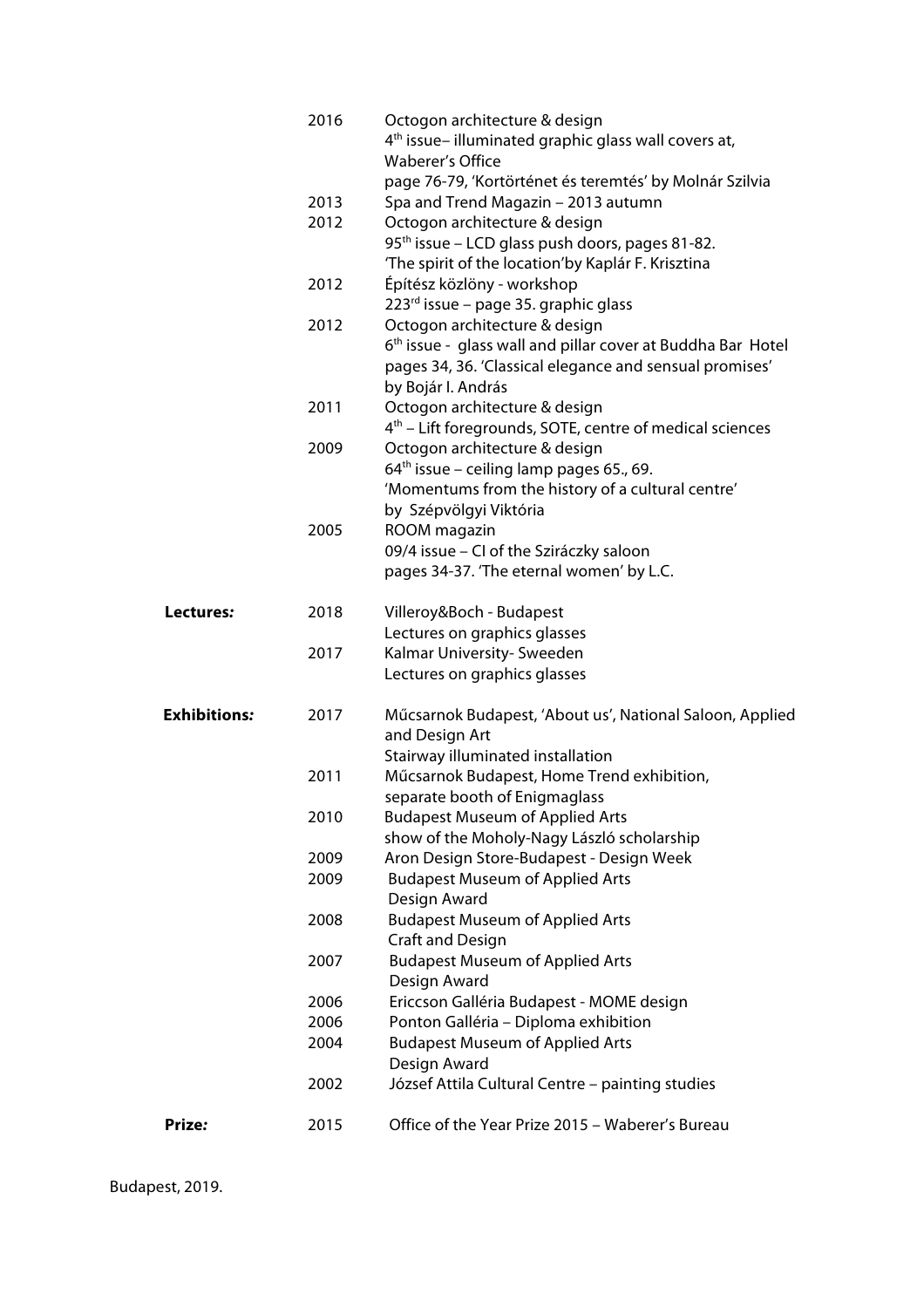| | | |
|---|---|---|
| | 2016 | Octogon architecture & design<br>4th issue– illuminated graphic glass wall covers at, Waberer's Office<br>page 76-79, 'Kortörténet és teremtés' by Molnár Szilvia |
| | 2013 | Spa and Trend Magazin – 2013 autumn |
| | 2012 | Octogon architecture & design<br>95th issue – LCD glass push doors, pages 81-82.<br>'The spirit of the location'by Kaplár F. Krisztina |
| | 2012 | Építész közlöny - workshop<br>223rd issue – page 35. graphic glass |
| | 2012 | Octogon architecture & design<br>6th issue - glass wall and pillar cover at Buddha Bar Hotel<br>pages 34, 36. 'Classical elegance and sensual promises' by Bojár I. András |
| | 2011 | Octogon architecture & design<br>4th – Lift foregrounds, SOTE, centre of medical sciences |
| | 2009 | Octogon architecture & design<br>64th issue – ceiling lamp pages 65., 69.<br>'Momentums from the history of a cultural centre' by Szépvölgyi Viktória |
| | 2005 | ROOM magazin<br>09/4 issue – CI of the Sziráczky saloon<br>pages 34-37. 'The eternal women' by L.C. |
| **Lectures:** | 2018 | Villeroy&Boch - Budapest<br>Lectures on graphics glasses |
| | 2017 | Kalmar University- Sweeden<br>Lectures on graphics glasses |
| **Exhibitions:** | 2017 | Műcsarnok Budapest, 'About us', National Saloon, Applied and Design Art<br>Stairway illuminated installation |
| | 2011 | Műcsarnok Budapest, Home Trend exhibition, separate booth of Enigmaglass |
| | 2010 | Budapest Museum of Applied Arts<br>show of the Moholy-Nagy László scholarship |
| | 2009 | Aron Design Store-Budapest - Design Week |
| | 2009 | Budapest Museum of Applied Arts<br>Design Award |
| | 2008 | Budapest Museum of Applied Arts<br>Craft and Design |
| | 2007 | Budapest Museum of Applied Arts<br>Design Award |
| | 2006 | Ericcson Galléria Budapest - MOME design |
| | 2006 | Ponton Galléria – Diploma exhibition |
| | 2004 | Budapest Museum of Applied Arts<br>Design Award |
| | 2002 | József Attila Cultural Centre – painting studies |
| **Prize:** | 2015 | Office of the Year Prize 2015 – Waberer's Bureau |

Budapest, 2019.